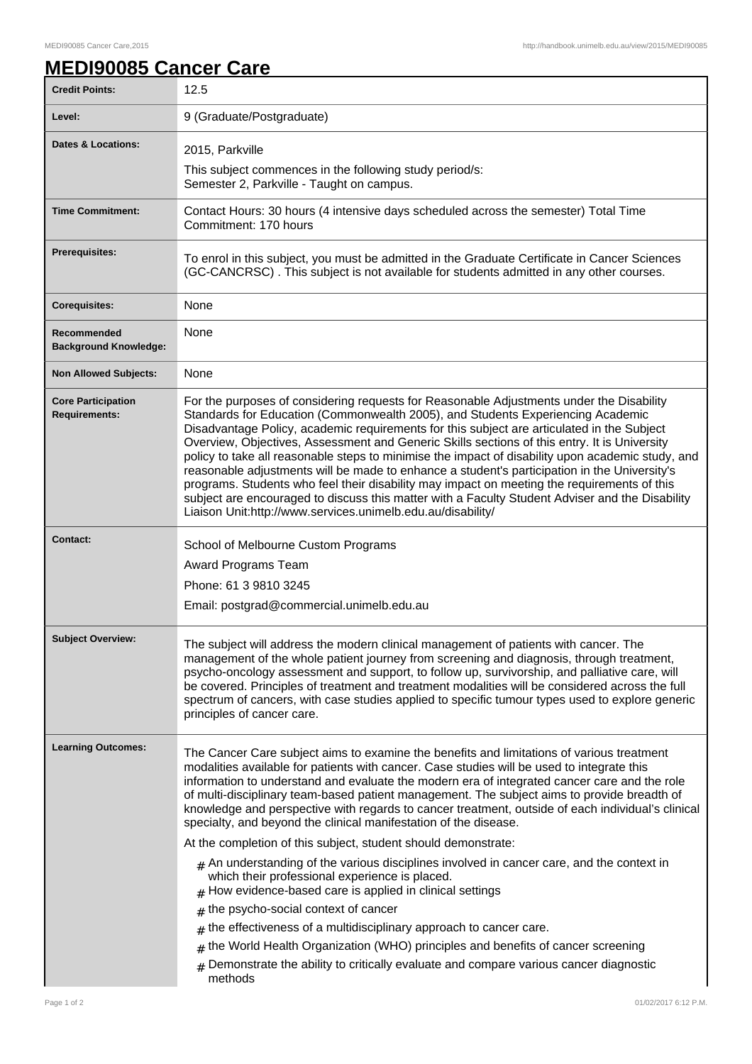# MEDI90085 Cancer Care

| | |
|---|---|
| **Credit Points:** | 12.5 |
| **Level:** | 9 (Graduate/Postgraduate) |
| **Dates & Locations:** | 2015, Parkville<br>This subject commences in the following study period/s:<br>Semester 2, Parkville - Taught on campus. |
| **Time Commitment:** | Contact Hours: 30 hours (4 intensive days scheduled across the semester) Total Time Commitment: 170 hours |
| **Prerequisites:** | To enrol in this subject, you must be admitted in the Graduate Certificate in Cancer Sciences (GC-CANCRSC) . This subject is not available for students admitted in any other courses. |
| **Corequisites:** | None |
| **Recommended Background Knowledge:** | None |
| **Non Allowed Subjects:** | None |
| **Core Participation Requirements:** | For the purposes of considering requests for Reasonable Adjustments under the Disability Standards for Education (Commonwealth 2005), and Students Experiencing Academic Disadvantage Policy, academic requirements for this subject are articulated in the Subject Overview, Objectives, Assessment and Generic Skills sections of this entry. It is University policy to take all reasonable steps to minimise the impact of disability upon academic study, and reasonable adjustments will be made to enhance a student's participation in the University's programs. Students who feel their disability may impact on meeting the requirements of this subject are encouraged to discuss this matter with a Faculty Student Adviser and the Disability Liaison Unit:http://www.services.unimelb.edu.au/disability/ |
| **Contact:** | School of Melbourne Custom Programs<br>Award Programs Team<br>Phone: 61 3 9810 3245<br>Email: postgrad@commercial.unimelb.edu.au |
| **Subject Overview:** | The subject will address the modern clinical management of patients with cancer. The management of the whole patient journey from screening and diagnosis, through treatment, psycho-oncology assessment and support, to follow up, survivorship, and palliative care, will be covered. Principles of treatment and treatment modalities will be considered across the full spectrum of cancers, with case studies applied to specific tumour types used to explore generic principles of cancer care. |
| **Learning Outcomes:** | The Cancer Care subject aims to examine the benefits and limitations of various treatment modalities available for patients with cancer. Case studies will be used to integrate this information to understand and evaluate the modern era of integrated cancer care and the role of multi-disciplinary team-based patient management. The subject aims to provide breadth of knowledge and perspective with regards to cancer treatment, outside of each individual's clinical specialty, and beyond the clinical manifestation of the disease.<br>At the completion of this subject, student should demonstrate:<br># An understanding of the various disciplines involved in cancer care, and the context in which their professional experience is placed.<br># How evidence-based care is applied in clinical settings<br># the psycho-social context of cancer<br># the effectiveness of a multidisciplinary approach to cancer care.<br># the World Health Organization (WHO) principles and benefits of cancer screening<br># Demonstrate the ability to critically evaluate and compare various cancer diagnostic methods |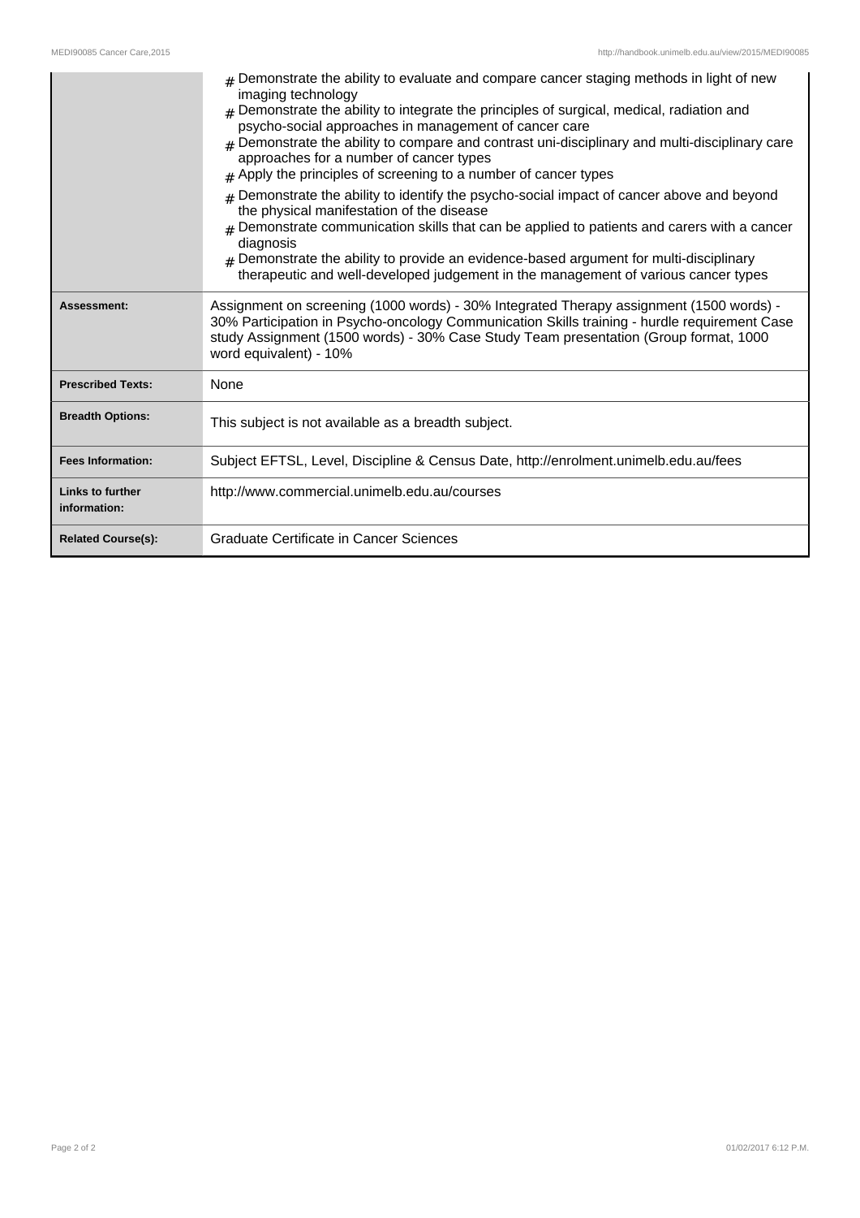| | |
|---|---|
| | # Demonstrate the ability to evaluate and compare cancer staging methods in light of new imaging technology<br># Demonstrate the ability to integrate the principles of surgical, medical, radiation and psycho-social approaches in management of cancer care<br># Demonstrate the ability to compare and contrast uni-disciplinary and multi-disciplinary care approaches for a number of cancer types<br># Apply the principles of screening to a number of cancer types<br># Demonstrate the ability to identify the psycho-social impact of cancer above and beyond the physical manifestation of the disease<br># Demonstrate communication skills that can be applied to patients and carers with a cancer diagnosis<br># Demonstrate the ability to provide an evidence-based argument for multi-disciplinary therapeutic and well-developed judgement in the management of various cancer types |
| **Assessment:** | Assignment on screening (1000 words) - 30% Integrated Therapy assignment (1500 words) - 30% Participation in Psycho-oncology Communication Skills training - hurdle requirement Case study Assignment (1500 words) - 30% Case Study Team presentation (Group format, 1000 word equivalent) - 10% |
| **Prescribed Texts:** | None |
| **Breadth Options:** | This subject is not available as a breadth subject. |
| **Fees Information:** | Subject EFTSL, Level, Discipline & Census Date, http://enrolment.unimelb.edu.au/fees |
| **Links to further information:** | http://www.commercial.unimelb.edu.au/courses |
| **Related Course(s):** | Graduate Certificate in Cancer Sciences |